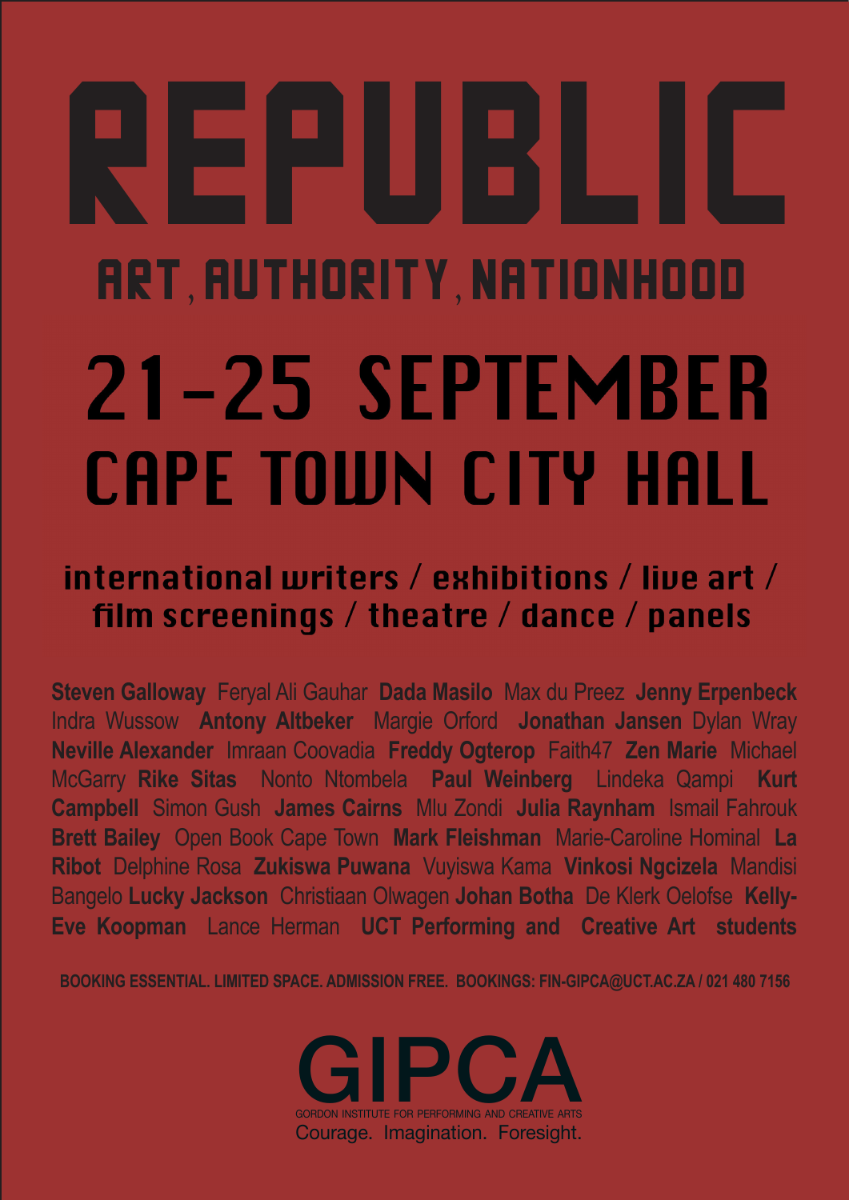# REPUBLIC

## ART, AUTHORITY, NATIONHOOD

## 21–25 SEPTEMBER
## CAPE TOWN CITY HALL

**international writers / exhibitions / live art / film screenings / theatre / dance / panels**

**Steven Galloway** Feryal Ali Gauhar **Dada Masilo** Max du Preez **Jenny Erpenbeck** Indra Wussow **Antony Altbeker** Margie Orford **Jonathan Jansen** Dylan Wray **Neville Alexander** Imraan Coovadia **Freddy Ogterop** Faith47 **Zen Marie** Michael McGarry **Rike Sitas** Nonto Ntombela **Paul Weinberg** Lindeka Qampi **Kurt Campbell** Simon Gush **James Cairns** Mlu Zondi **Julia Raynham** Ismail Fahrouk **Brett Bailey** Open Book Cape Town **Mark Fleishman** Marie-Caroline Hominal **La Ribot** Delphine Rosa **Zukiswa Puwana** Vuyiswa Kama **Vinkosi Ngcizela** Mandisi Bangelo **Lucky Jackson** Christiaan Olwagen **Johan Botha** De Klerk Oelofse **Kelly-Eve Koopman** Lance Herman **UCT Performing and Creative Art students**

**BOOKING ESSENTIAL. LIMITED SPACE. ADMISSION FREE. BOOKINGS: FIN-GIPCA@UCT.AC.ZA / 021 480 7156**

# GIPCA

GORDON INSTITUTE FOR PERFORMING AND CREATIVE ARTS

Courage. Imagination. Foresight.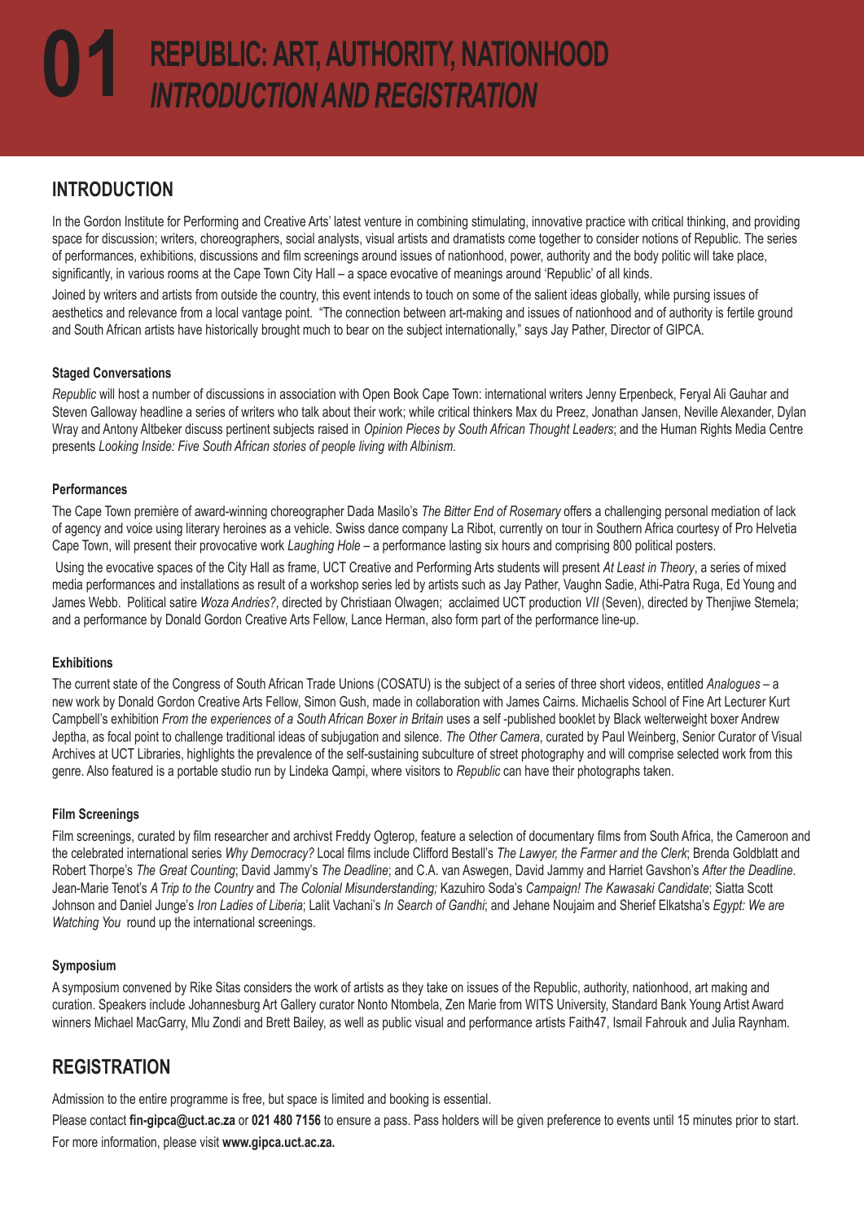# 01 REPUBLIC: ART, AUTHORITY, NATIONHOOD
## *INTRODUCTION AND REGISTRATION*

## INTRODUCTION

In the Gordon Institute for Performing and Creative Arts' latest venture in combining stimulating, innovative practice with critical thinking, and providing space for discussion; writers, choreographers, social analysts, visual artists and dramatists come together to consider notions of Republic. The series of performances, exhibitions, discussions and film screenings around issues of nationhood, power, authority and the body politic will take place, significantly, in various rooms at the Cape Town City Hall – a space evocative of meanings around 'Republic' of all kinds.

Joined by writers and artists from outside the country, this event intends to touch on some of the salient ideas globally, while pursing issues of aesthetics and relevance from a local vantage point. "The connection between art-making and issues of nationhood and of authority is fertile ground and South African artists have historically brought much to bear on the subject internationally," says Jay Pather, Director of GIPCA.

#### Staged Conversations

*Republic* will host a number of discussions in association with Open Book Cape Town: international writers Jenny Erpenbeck, Feryal Ali Gauhar and Steven Galloway headline a series of writers who talk about their work; while critical thinkers Max du Preez, Jonathan Jansen, Neville Alexander, Dylan Wray and Antony Altbeker discuss pertinent subjects raised in *Opinion Pieces by South African Thought Leaders*; and the Human Rights Media Centre presents *Looking Inside: Five South African stories of people living with Albinism*.

#### Performances

The Cape Town première of award-winning choreographer Dada Masilo's *The Bitter End of Rosemary* offers a challenging personal mediation of lack of agency and voice using literary heroines as a vehicle. Swiss dance company La Ribot, currently on tour in Southern Africa courtesy of Pro Helvetia Cape Town, will present their provocative work *Laughing Hole* – a performance lasting six hours and comprising 800 political posters.

Using the evocative spaces of the City Hall as frame, UCT Creative and Performing Arts students will present *At Least in Theory*, a series of mixed media performances and installations as result of a workshop series led by artists such as Jay Pather, Vaughn Sadie, Athi-Patra Ruga, Ed Young and James Webb. Political satire *Woza Andries?*, directed by Christiaan Olwagen; acclaimed UCT production *VII* (Seven), directed by Thenjiwe Stemela; and a performance by Donald Gordon Creative Arts Fellow, Lance Herman, also form part of the performance line-up.

#### Exhibitions

The current state of the Congress of South African Trade Unions (COSATU) is the subject of a series of three short videos, entitled *Analogues* – a new work by Donald Gordon Creative Arts Fellow, Simon Gush, made in collaboration with James Cairns. Michaelis School of Fine Art Lecturer Kurt Campbell's exhibition *From the experiences of a South African Boxer in Britain* uses a self -published booklet by Black welterweight boxer Andrew Jeptha, as focal point to challenge traditional ideas of subjugation and silence. *The Other Camera*, curated by Paul Weinberg, Senior Curator of Visual Archives at UCT Libraries, highlights the prevalence of the self-sustaining subculture of street photography and will comprise selected work from this genre. Also featured is a portable studio run by Lindeka Qampi, where visitors to *Republic* can have their photographs taken.

#### Film Screenings

Film screenings, curated by film researcher and archivst Freddy Ogterop, feature a selection of documentary films from South Africa, the Cameroon and the celebrated international series *Why Democracy?* Local films include Clifford Bestall's *The Lawyer, the Farmer and the Clerk*; Brenda Goldblatt and Robert Thorpe's *The Great Counting*; David Jammy's *The Deadline*; and C.A. van Aswegen, David Jammy and Harriet Gavshon's *After the Deadline*. Jean-Marie Tenot's *A Trip to the Country* and *The Colonial Misunderstanding;* Kazuhiro Soda's *Campaign! The Kawasaki Candidate*; Siatta Scott Johnson and Daniel Junge's *Iron Ladies of Liberia*; Lalit Vachani's *In Search of Gandhi*; and Jehane Noujaim and Sherief Elkatsha's *Egypt: We are Watching You* round up the international screenings.

#### Symposium

A symposium convened by Rike Sitas considers the work of artists as they take on issues of the Republic, authority, nationhood, art making and curation. Speakers include Johannesburg Art Gallery curator Nonto Ntombela, Zen Marie from WITS University, Standard Bank Young Artist Award winners Michael MacGarry, Mlu Zondi and Brett Bailey, as well as public visual and performance artists Faith47, Ismail Fahrouk and Julia Raynham.

## REGISTRATION

Admission to the entire programme is free, but space is limited and booking is essential.

Please contact **fin-gipca@uct.ac.za** or **021 480 7156** to ensure a pass. Pass holders will be given preference to events until 15 minutes prior to start.

For more information, please visit **www.gipca.uct.ac.za.**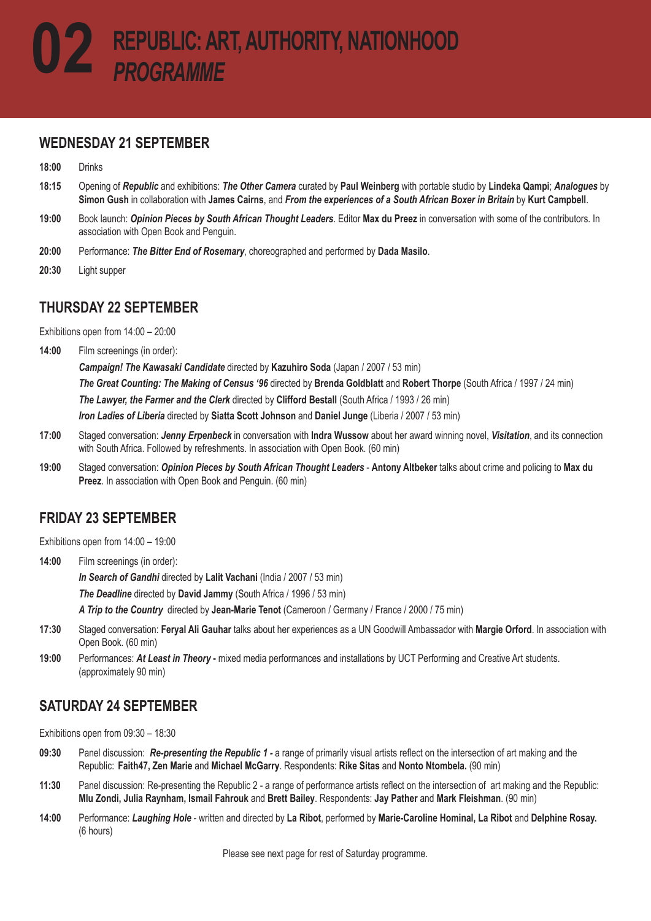# 02 REPUBLIC: ART, AUTHORITY, NATIONHOOD *PROGRAMME*

## WEDNESDAY 21 SEPTEMBER

**18:00** Drinks

**18:15** Opening of ***Republic*** and exhibitions: ***The Other Camera*** curated by **Paul Weinberg** with portable studio by **Lindeka Qampi**; ***Analogues*** by **Simon Gush** in collaboration with **James Cairns**, and ***From the experiences of a South African Boxer in Britain*** by **Kurt Campbell**.

**19:00** Book launch: ***Opinion Pieces by South African Thought Leaders***. Editor **Max du Preez** in conversation with some of the contributors. In association with Open Book and Penguin.

**20:00** Performance: ***The Bitter End of Rosemary***, choreographed and performed by **Dada Masilo**.

**20:30** Light supper

## THURSDAY 22 SEPTEMBER

Exhibitions open from 14:00 – 20:00

**14:00** Film screenings (in order):

***Campaign! The Kawasaki Candidate*** directed by **Kazuhiro Soda** (Japan / 2007 / 53 min)

***The Great Counting: The Making of Census '96*** directed by **Brenda Goldblatt** and **Robert Thorpe** (South Africa / 1997 / 24 min)

***The Lawyer, the Farmer and the Clerk*** directed by **Clifford Bestall** (South Africa / 1993 / 26 min)

***Iron Ladies of Liberia*** directed by **Siatta Scott Johnson** and **Daniel Junge** (Liberia / 2007 / 53 min)

**17:00** Staged conversation: ***Jenny Erpenbeck*** in conversation with **Indra Wussow** about her award winning novel, ***Visitation***, and its connection with South Africa. Followed by refreshments. In association with Open Book. (60 min)

**19:00** Staged conversation: ***Opinion Pieces by South African Thought Leaders*** - **Antony Altbeker** talks about crime and policing to **Max du Preez**. In association with Open Book and Penguin. (60 min)

## FRIDAY 23 SEPTEMBER

Exhibitions open from 14:00 – 19:00

**14:00** Film screenings (in order):

***In Search of Gandhi*** directed by **Lalit Vachani** (India / 2007 / 53 min)

***The Deadline*** directed by **David Jammy** (South Africa / 1996 / 53 min)

***A Trip to the Country*** directed by **Jean-Marie Tenot** (Cameroon / Germany / France / 2000 / 75 min)

**17:30** Staged conversation: **Feryal Ali Gauhar** talks about her experiences as a UN Goodwill Ambassador with **Margie Orford**. In association with Open Book. (60 min)

**19:00** Performances: ***At Least in Theory -*** mixed media performances and installations by UCT Performing and Creative Art students. (approximately 90 min)

## SATURDAY 24 SEPTEMBER

Exhibitions open from 09:30 – 18:30

**09:30** Panel discussion: ***Re-presenting the Republic 1 -*** a range of primarily visual artists reflect on the intersection of art making and the Republic: **Faith47, Zen Marie** and **Michael McGarry**. Respondents: **Rike Sitas** and **Nonto Ntombela.** (90 min)

**11:30** Panel discussion: Re-presenting the Republic 2 - a range of performance artists reflect on the intersection of art making and the Republic: **Mlu Zondi, Julia Raynham, Ismail Fahrouk** and **Brett Bailey**. Respondents: **Jay Pather** and **Mark Fleishman**. (90 min)

**14:00** Performance: ***Laughing Hole*** - written and directed by **La Ribot**, performed by **Marie-Caroline Hominal, La Ribot** and **Delphine Rosay.** (6 hours)

Please see next page for rest of Saturday programme.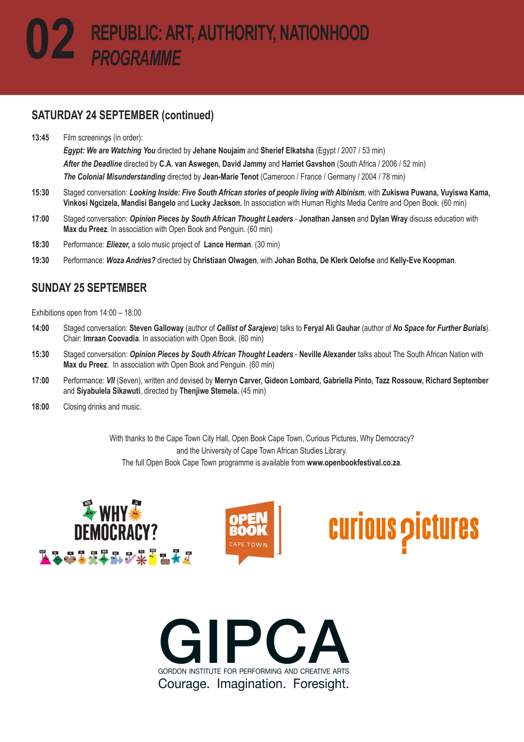# 02 REPUBLIC: ART, AUTHORITY, NATIONHOOD *PROGRAMME*

## SATURDAY 24 SEPTEMBER (continued)

**13:45** Film screenings (in order):
***Egypt: We are Watching You*** directed by **Jehane Noujaim** and **Sherief Elkatsha** (Egypt / 2007 / 53 min)
***After the Deadline*** directed by **C.A. van Aswegen, David Jammy** and **Harriet Gavshon** (South Africa / 2006 / 52 min)
***The Colonial Misunderstanding*** directed by **Jean-Marie Tenot** (Cameroon / France / Germany / 2004 / 78 min)

**15:30** Staged conversation: ***Looking Inside: Five South African stories of people living with Albinism***, with **Zukiswa Puwana, Vuyiswa Kama, Vinkosi Ngcizela, Mandisi Bangelo** and **Lucky Jackson.** In association with Human Rights Media Centre and Open Book. (60 min)

**17:00** Staged conversation: ***Opinion Pieces by South African Thought Leaders*** - **Jonathan Jansen** and **Dylan Wray** discuss education with **Max du Preez**. In association with Open Book and Penguin. (60 min)

**18:30** Performance: ***Eliezer,*** a solo music project of **Lance Herman**. (30 min)

**19:30** Performance: ***Woza Andries?*** directed by **Christiaan Olwagen**, with **Johan Botha, De Klerk Oelofse** and **Kelly-Eve Koopman**.

## SUNDAY 25 SEPTEMBER

Exhibitions open from 14:00 – 18:00

**14:00** Staged conversation: **Steven Galloway** (author of ***Cellist of Sarajevo***) talks to **Feryal Ali Gauhar** (author of ***No Space for Further Burials***). Chair: **Imraan Coovadia**. In association with Open Book. (60 min)

**15:30** Staged conversation: ***Opinion Pieces by South African Thought Leaders*** - **Neville Alexander** talks about The South African Nation with **Max du Preez**. In association with Open Book and Penguin. (60 min)

**17:00** Performance: ***VII*** (Seven), written and devised by **Merryn Carver, Gideon Lombard, Gabriella Pinto, Tazz Rossouw, Richard September** and **Siyabulela Sikawuti**, directed by **Thenjiwe Stemela.** (45 min)

**18:00** Closing drinks and music.

With thanks to the Cape Town City Hall, Open Book Cape Town, Curious Pictures, Why Democracy? and the University of Cape Town African Studies Library.
The full Open Book Cape Town programme is available from **www.openbookfestival.co.za**.

WHY DEMOCRACY?

OPEN BOOK CAPE TOWN

curious pictures

GIPCA
GORDON INSTITUTE FOR PERFORMING AND CREATIVE ARTS
Courage. Imagination. Foresight.